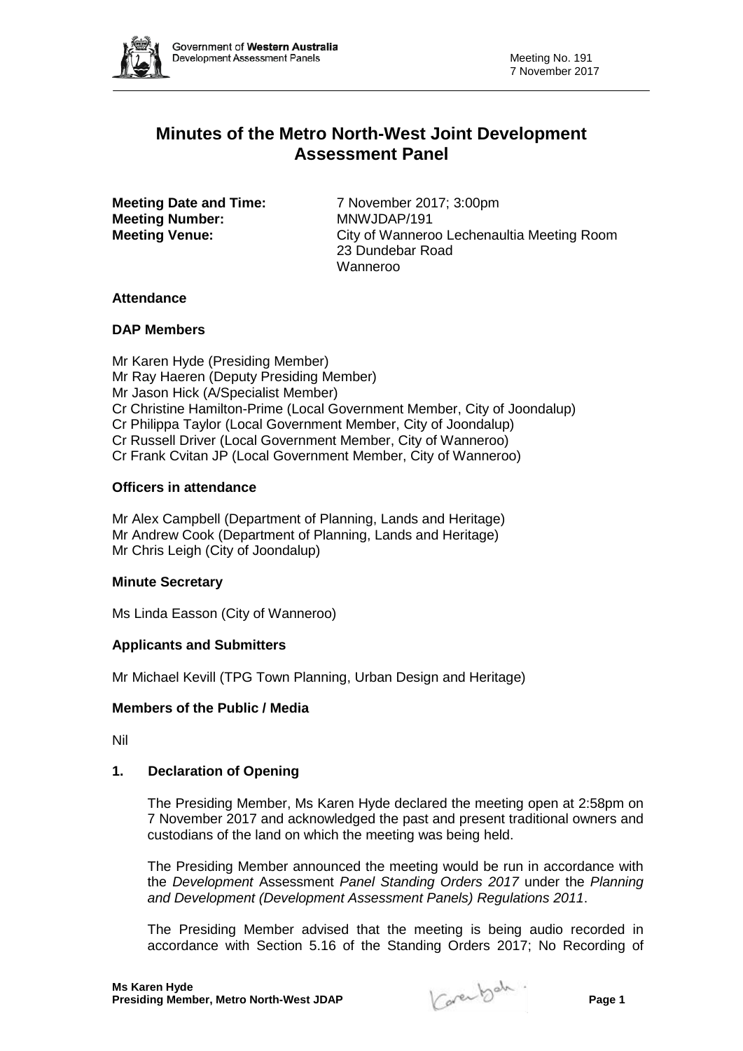# Minutes of the Metro North-West Joint Development Assessment Panel

**Meeting Date and Time:** 7 November 2017; 3:00pm
**Meeting Number:** MNWJDAP/191
**Meeting Venue:** City of Wanneroo Lechenaultia Meeting Room
23 Dundebar Road
Wanneroo

## Attendance

### DAP Members

Mr Karen Hyde (Presiding Member)
Mr Ray Haeren (Deputy Presiding Member)
Mr Jason Hick (A/Specialist Member)
Cr Christine Hamilton-Prime (Local Government Member, City of Joondalup)
Cr Philippa Taylor (Local Government Member, City of Joondalup)
Cr Russell Driver (Local Government Member, City of Wanneroo)
Cr Frank Cvitan JP (Local Government Member, City of Wanneroo)

### Officers in attendance

Mr Alex Campbell (Department of Planning, Lands and Heritage)
Mr Andrew Cook (Department of Planning, Lands and Heritage)
Mr Chris Leigh (City of Joondalup)

### Minute Secretary

Ms Linda Easson (City of Wanneroo)

### Applicants and Submitters

Mr Michael Kevill (TPG Town Planning, Urban Design and Heritage)

### Members of the Public / Media

Nil

## 1. Declaration of Opening

The Presiding Member, Ms Karen Hyde declared the meeting open at 2:58pm on 7 November 2017 and acknowledged the past and present traditional owners and custodians of the land on which the meeting was being held.

The Presiding Member announced the meeting would be run in accordance with the *Development* Assessment *Panel Standing Orders 2017* under the *Planning and Development (Development Assessment Panels) Regulations 2011*.

The Presiding Member advised that the meeting is being audio recorded in accordance with Section 5.16 of the Standing Orders 2017; No Recording of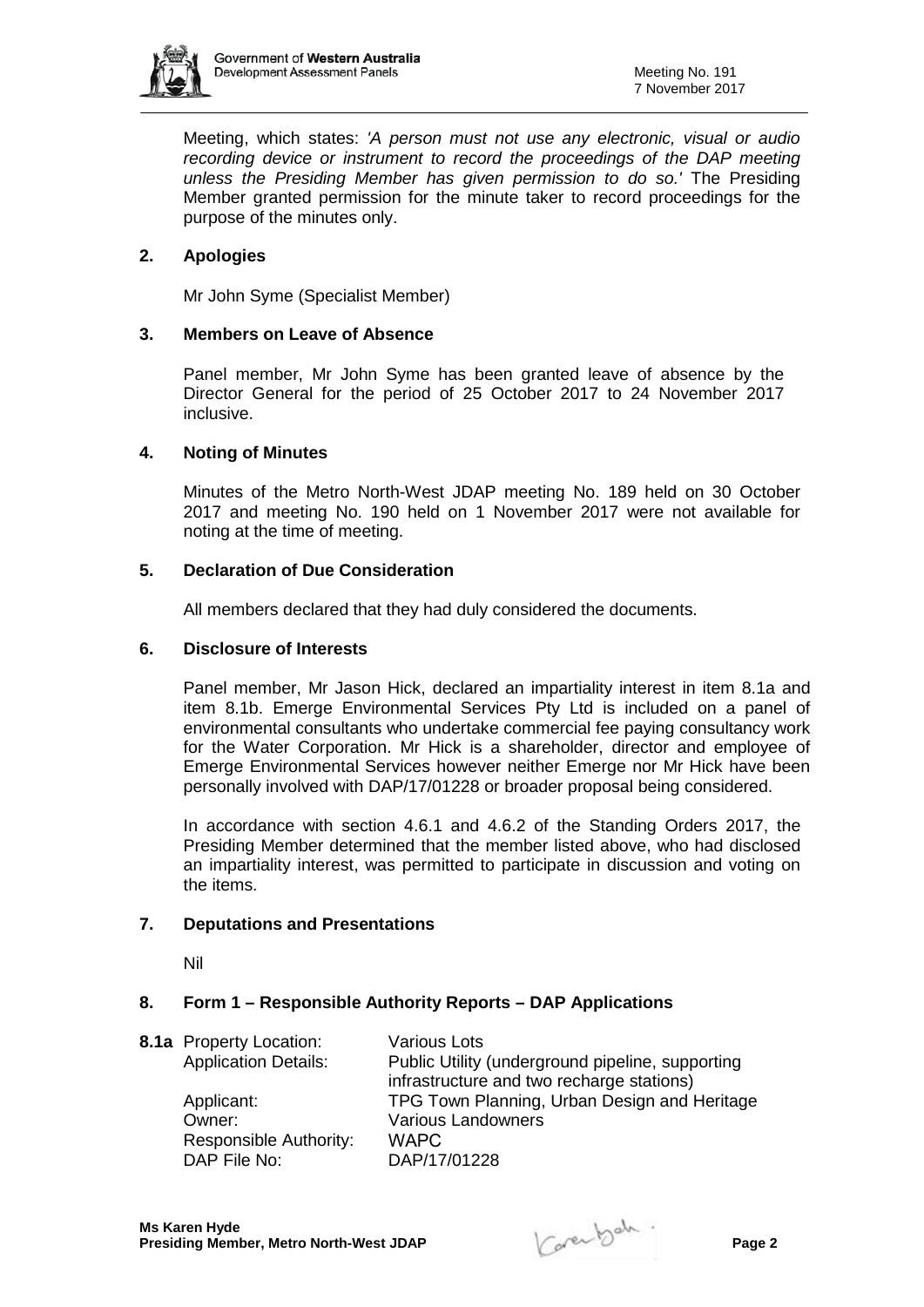Meeting, which states: *'A person must not use any electronic, visual or audio recording device or instrument to record the proceedings of the DAP meeting unless the Presiding Member has given permission to do so.'* The Presiding Member granted permission for the minute taker to record proceedings for the purpose of the minutes only.

## 2. Apologies

Mr John Syme (Specialist Member)

## 3. Members on Leave of Absence

Panel member, Mr John Syme has been granted leave of absence by the Director General for the period of 25 October 2017 to 24 November 2017 inclusive.

## 4. Noting of Minutes

Minutes of the Metro North-West JDAP meeting No. 189 held on 30 October 2017 and meeting No. 190 held on 1 November 2017 were not available for noting at the time of meeting.

## 5. Declaration of Due Consideration

All members declared that they had duly considered the documents.

## 6. Disclosure of Interests

Panel member, Mr Jason Hick, declared an impartiality interest in item 8.1a and item 8.1b. Emerge Environmental Services Pty Ltd is included on a panel of environmental consultants who undertake commercial fee paying consultancy work for the Water Corporation. Mr Hick is a shareholder, director and employee of Emerge Environmental Services however neither Emerge nor Mr Hick have been personally involved with DAP/17/01228 or broader proposal being considered.

In accordance with section 4.6.1 and 4.6.2 of the Standing Orders 2017, the Presiding Member determined that the member listed above, who had disclosed an impartiality interest, was permitted to participate in discussion and voting on the items.

## 7. Deputations and Presentations

Nil

## 8. Form 1 – Responsible Authority Reports – DAP Applications

**8.1a** Property Location: Various Lots
Application Details: Public Utility (underground pipeline, supporting infrastructure and two recharge stations)
Applicant: TPG Town Planning, Urban Design and Heritage
Owner: Various Landowners
Responsible Authority: WAPC
DAP File No: DAP/17/01228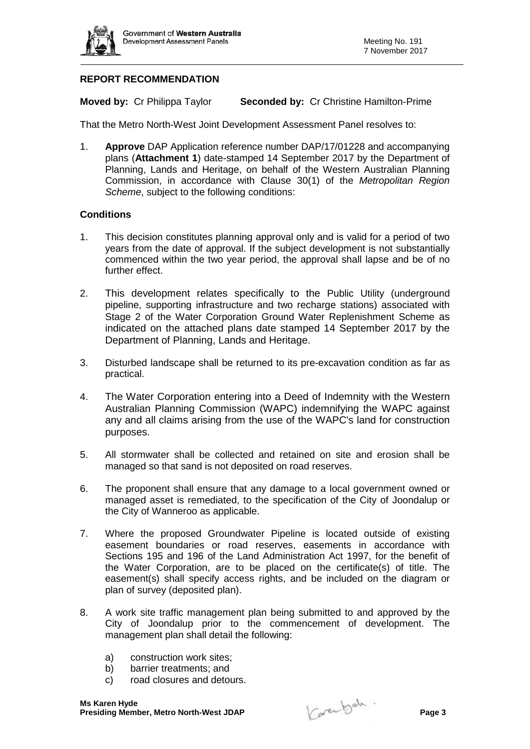## REPORT RECOMMENDATION

**Moved by:** Cr Philippa Taylor **Seconded by:** Cr Christine Hamilton-Prime

That the Metro North-West Joint Development Assessment Panel resolves to:

1. **Approve** DAP Application reference number DAP/17/01228 and accompanying plans (**Attachment 1**) date-stamped 14 September 2017 by the Department of Planning, Lands and Heritage, on behalf of the Western Australian Planning Commission, in accordance with Clause 30(1) of the *Metropolitan Region Scheme*, subject to the following conditions:

### Conditions

1. This decision constitutes planning approval only and is valid for a period of two years from the date of approval. If the subject development is not substantially commenced within the two year period, the approval shall lapse and be of no further effect.

2. This development relates specifically to the Public Utility (underground pipeline, supporting infrastructure and two recharge stations) associated with Stage 2 of the Water Corporation Ground Water Replenishment Scheme as indicated on the attached plans date stamped 14 September 2017 by the Department of Planning, Lands and Heritage.

3. Disturbed landscape shall be returned to its pre-excavation condition as far as practical.

4. The Water Corporation entering into a Deed of Indemnity with the Western Australian Planning Commission (WAPC) indemnifying the WAPC against any and all claims arising from the use of the WAPC's land for construction purposes.

5. All stormwater shall be collected and retained on site and erosion shall be managed so that sand is not deposited on road reserves.

6. The proponent shall ensure that any damage to a local government owned or managed asset is remediated, to the specification of the City of Joondalup or the City of Wanneroo as applicable.

7. Where the proposed Groundwater Pipeline is located outside of existing easement boundaries or road reserves, easements in accordance with Sections 195 and 196 of the Land Administration Act 1997, for the benefit of the Water Corporation, are to be placed on the certificate(s) of title. The easement(s) shall specify access rights, and be included on the diagram or plan of survey (deposited plan).

8. A work site traffic management plan being submitted to and approved by the City of Joondalup prior to the commencement of development. The management plan shall detail the following:

   a) construction work sites;
   b) barrier treatments; and
   c) road closures and detours.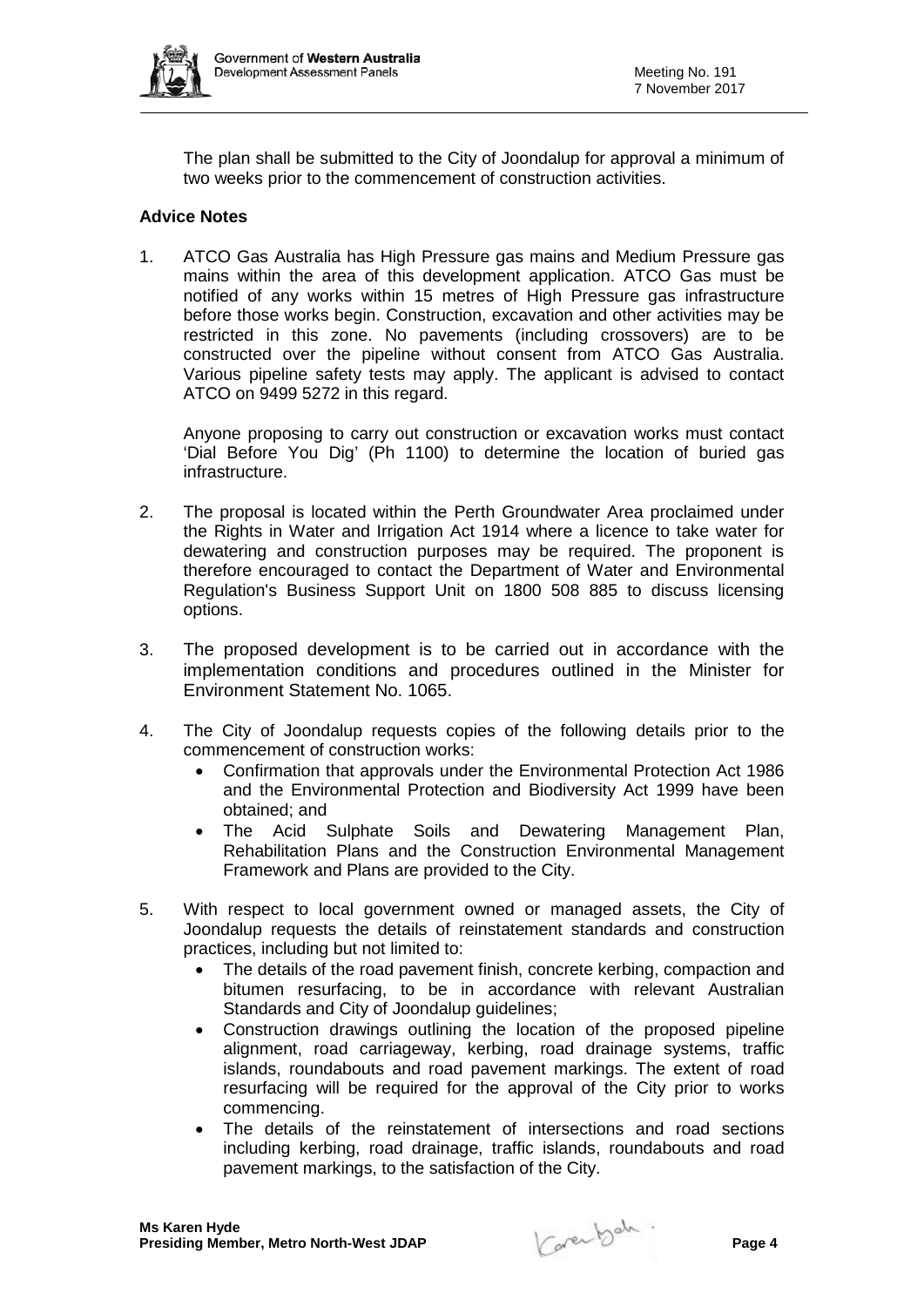The plan shall be submitted to the City of Joondalup for approval a minimum of two weeks prior to the commencement of construction activities.

**Advice Notes**

1. ATCO Gas Australia has High Pressure gas mains and Medium Pressure gas mains within the area of this development application. ATCO Gas must be notified of any works within 15 metres of High Pressure gas infrastructure before those works begin. Construction, excavation and other activities may be restricted in this zone. No pavements (including crossovers) are to be constructed over the pipeline without consent from ATCO Gas Australia. Various pipeline safety tests may apply. The applicant is advised to contact ATCO on 9499 5272 in this regard.

   Anyone proposing to carry out construction or excavation works must contact 'Dial Before You Dig' (Ph 1100) to determine the location of buried gas infrastructure.

2. The proposal is located within the Perth Groundwater Area proclaimed under the Rights in Water and Irrigation Act 1914 where a licence to take water for dewatering and construction purposes may be required. The proponent is therefore encouraged to contact the Department of Water and Environmental Regulation's Business Support Unit on 1800 508 885 to discuss licensing options.

3. The proposed development is to be carried out in accordance with the implementation conditions and procedures outlined in the Minister for Environment Statement No. 1065.

4. The City of Joondalup requests copies of the following details prior to the commencement of construction works:
   - Confirmation that approvals under the Environmental Protection Act 1986 and the Environmental Protection and Biodiversity Act 1999 have been obtained; and
   - The Acid Sulphate Soils and Dewatering Management Plan, Rehabilitation Plans and the Construction Environmental Management Framework and Plans are provided to the City.

5. With respect to local government owned or managed assets, the City of Joondalup requests the details of reinstatement standards and construction practices, including but not limited to:
   - The details of the road pavement finish, concrete kerbing, compaction and bitumen resurfacing, to be in accordance with relevant Australian Standards and City of Joondalup guidelines;
   - Construction drawings outlining the location of the proposed pipeline alignment, road carriageway, kerbing, road drainage systems, traffic islands, roundabouts and road pavement markings. The extent of road resurfacing will be required for the approval of the City prior to works commencing.
   - The details of the reinstatement of intersections and road sections including kerbing, road drainage, traffic islands, roundabouts and road pavement markings, to the satisfaction of the City.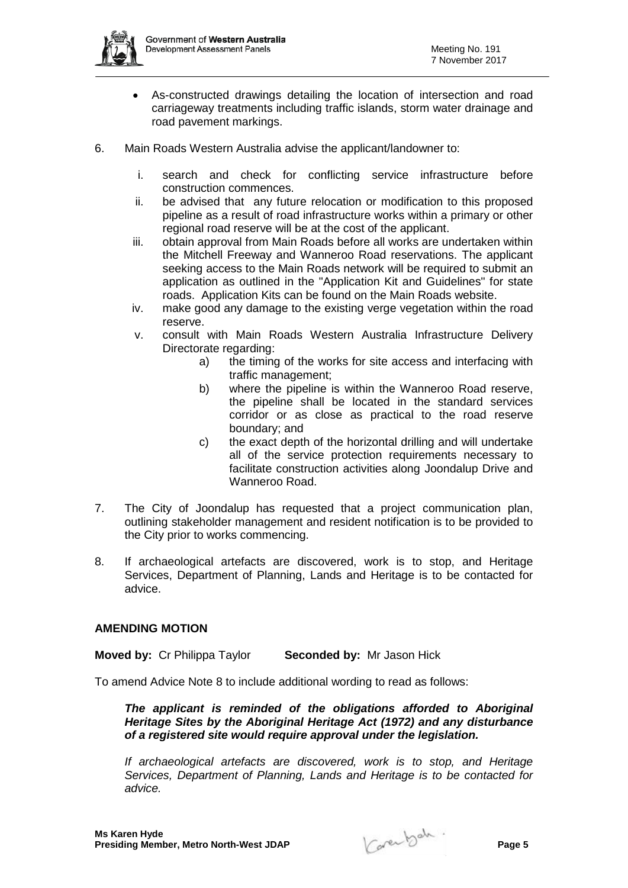- As-constructed drawings detailing the location of intersection and road carriageway treatments including traffic islands, storm water drainage and road pavement markings.

6. Main Roads Western Australia advise the applicant/landowner to:

   i. search and check for conflicting service infrastructure before construction commences.
   ii. be advised that any future relocation or modification to this proposed pipeline as a result of road infrastructure works within a primary or other regional road reserve will be at the cost of the applicant.
   iii. obtain approval from Main Roads before all works are undertaken within the Mitchell Freeway and Wanneroo Road reservations. The applicant seeking access to the Main Roads network will be required to submit an application as outlined in the "Application Kit and Guidelines" for state roads. Application Kits can be found on the Main Roads website.
   iv. make good any damage to the existing verge vegetation within the road reserve.
   v. consult with Main Roads Western Australia Infrastructure Delivery Directorate regarding:
      a) the timing of the works for site access and interfacing with traffic management;
      b) where the pipeline is within the Wanneroo Road reserve, the pipeline shall be located in the standard services corridor or as close as practical to the road reserve boundary; and
      c) the exact depth of the horizontal drilling and will undertake all of the service protection requirements necessary to facilitate construction activities along Joondalup Drive and Wanneroo Road.

7. The City of Joondalup has requested that a project communication plan, outlining stakeholder management and resident notification is to be provided to the City prior to works commencing.

8. If archaeological artefacts are discovered, work is to stop, and Heritage Services, Department of Planning, Lands and Heritage is to be contacted for advice.

**AMENDING MOTION**

**Moved by:** Cr Philippa Taylor **Seconded by:** Mr Jason Hick

To amend Advice Note 8 to include additional wording to read as follows:

> ***The applicant is reminded of the obligations afforded to Aboriginal Heritage Sites by the Aboriginal Heritage Act (1972) and any disturbance of a registered site would require approval under the legislation.***
>
> *If archaeological artefacts are discovered, work is to stop, and Heritage Services, Department of Planning, Lands and Heritage is to be contacted for advice.*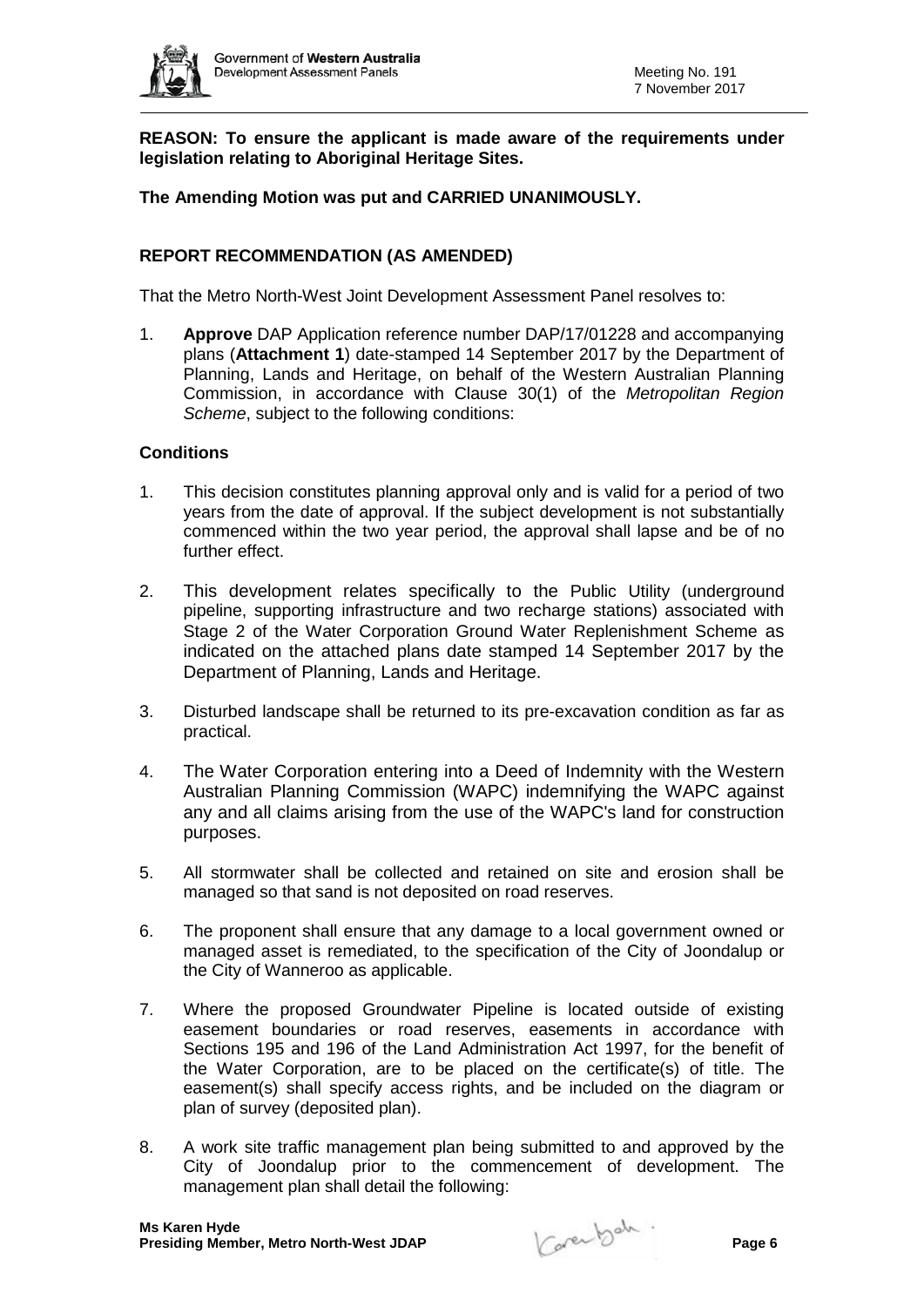**REASON: To ensure the applicant is made aware of the requirements under legislation relating to Aboriginal Heritage Sites.**

**The Amending Motion was put and CARRIED UNANIMOUSLY.**

**REPORT RECOMMENDATION (AS AMENDED)**

That the Metro North-West Joint Development Assessment Panel resolves to:

1. **Approve** DAP Application reference number DAP/17/01228 and accompanying plans (**Attachment 1**) date-stamped 14 September 2017 by the Department of Planning, Lands and Heritage, on behalf of the Western Australian Planning Commission, in accordance with Clause 30(1) of the *Metropolitan Region Scheme*, subject to the following conditions:

**Conditions**

1. This decision constitutes planning approval only and is valid for a period of two years from the date of approval. If the subject development is not substantially commenced within the two year period, the approval shall lapse and be of no further effect.

2. This development relates specifically to the Public Utility (underground pipeline, supporting infrastructure and two recharge stations) associated with Stage 2 of the Water Corporation Ground Water Replenishment Scheme as indicated on the attached plans date stamped 14 September 2017 by the Department of Planning, Lands and Heritage.

3. Disturbed landscape shall be returned to its pre-excavation condition as far as practical.

4. The Water Corporation entering into a Deed of Indemnity with the Western Australian Planning Commission (WAPC) indemnifying the WAPC against any and all claims arising from the use of the WAPC's land for construction purposes.

5. All stormwater shall be collected and retained on site and erosion shall be managed so that sand is not deposited on road reserves.

6. The proponent shall ensure that any damage to a local government owned or managed asset is remediated, to the specification of the City of Joondalup or the City of Wanneroo as applicable.

7. Where the proposed Groundwater Pipeline is located outside of existing easement boundaries or road reserves, easements in accordance with Sections 195 and 196 of the Land Administration Act 1997, for the benefit of the Water Corporation, are to be placed on the certificate(s) of title. The easement(s) shall specify access rights, and be included on the diagram or plan of survey (deposited plan).

8. A work site traffic management plan being submitted to and approved by the City of Joondalup prior to the commencement of development. The management plan shall detail the following: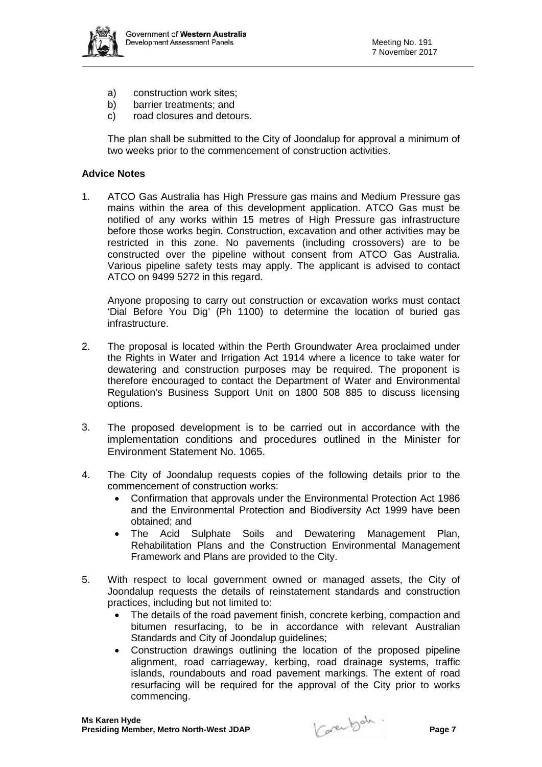a) construction work sites;
b) barrier treatments; and
c) road closures and detours.

The plan shall be submitted to the City of Joondalup for approval a minimum of two weeks prior to the commencement of construction activities.

**Advice Notes**

1. ATCO Gas Australia has High Pressure gas mains and Medium Pressure gas mains within the area of this development application. ATCO Gas must be notified of any works within 15 metres of High Pressure gas infrastructure before those works begin. Construction, excavation and other activities may be restricted in this zone. No pavements (including crossovers) are to be constructed over the pipeline without consent from ATCO Gas Australia. Various pipeline safety tests may apply. The applicant is advised to contact ATCO on 9499 5272 in this regard.

   Anyone proposing to carry out construction or excavation works must contact 'Dial Before You Dig' (Ph 1100) to determine the location of buried gas infrastructure.

2. The proposal is located within the Perth Groundwater Area proclaimed under the Rights in Water and Irrigation Act 1914 where a licence to take water for dewatering and construction purposes may be required. The proponent is therefore encouraged to contact the Department of Water and Environmental Regulation's Business Support Unit on 1800 508 885 to discuss licensing options.

3. The proposed development is to be carried out in accordance with the implementation conditions and procedures outlined in the Minister for Environment Statement No. 1065.

4. The City of Joondalup requests copies of the following details prior to the commencement of construction works:
   - Confirmation that approvals under the Environmental Protection Act 1986 and the Environmental Protection and Biodiversity Act 1999 have been obtained; and
   - The Acid Sulphate Soils and Dewatering Management Plan, Rehabilitation Plans and the Construction Environmental Management Framework and Plans are provided to the City.

5. With respect to local government owned or managed assets, the City of Joondalup requests the details of reinstatement standards and construction practices, including but not limited to:
   - The details of the road pavement finish, concrete kerbing, compaction and bitumen resurfacing, to be in accordance with relevant Australian Standards and City of Joondalup guidelines;
   - Construction drawings outlining the location of the proposed pipeline alignment, road carriageway, kerbing, road drainage systems, traffic islands, roundabouts and road pavement markings. The extent of road resurfacing will be required for the approval of the City prior to works commencing.

**Ms Karen Hyde**
**Presiding Member, Metro North-West JDAP**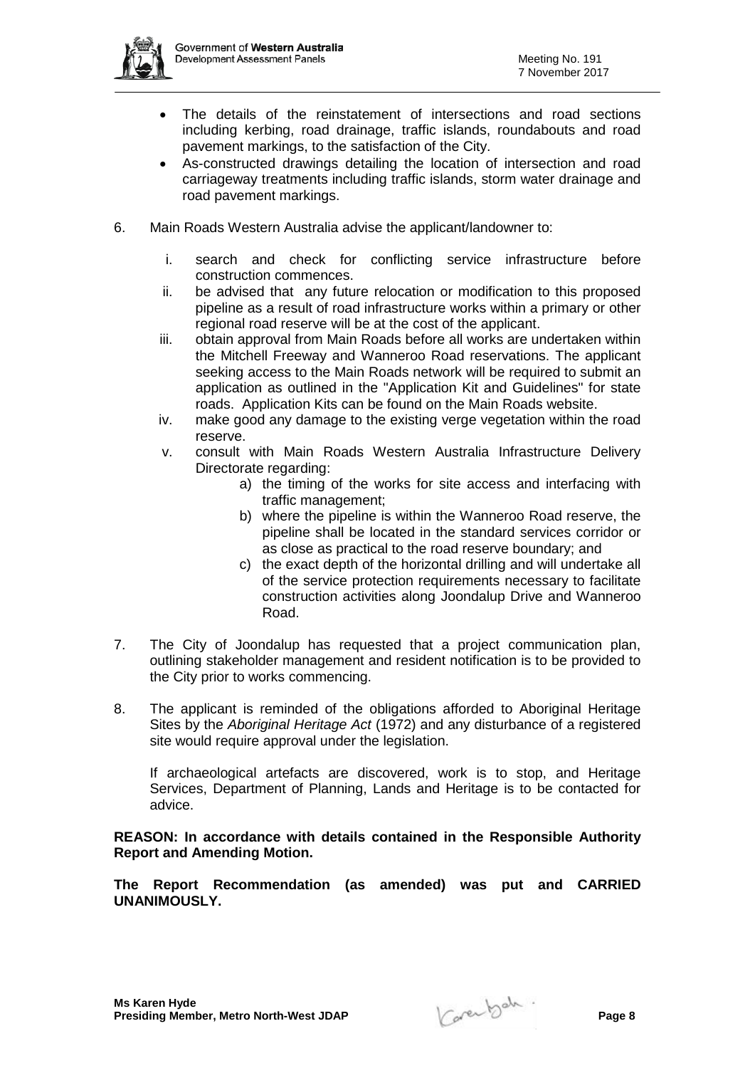- The details of the reinstatement of intersections and road sections including kerbing, road drainage, traffic islands, roundabouts and road pavement markings, to the satisfaction of the City.
- As-constructed drawings detailing the location of intersection and road carriageway treatments including traffic islands, storm water drainage and road pavement markings.

6. Main Roads Western Australia advise the applicant/landowner to:

   i. search and check for conflicting service infrastructure before construction commences.
   ii. be advised that any future relocation or modification to this proposed pipeline as a result of road infrastructure works within a primary or other regional road reserve will be at the cost of the applicant.
   iii. obtain approval from Main Roads before all works are undertaken within the Mitchell Freeway and Wanneroo Road reservations. The applicant seeking access to the Main Roads network will be required to submit an application as outlined in the "Application Kit and Guidelines" for state roads. Application Kits can be found on the Main Roads website.
   iv. make good any damage to the existing verge vegetation within the road reserve.
   v. consult with Main Roads Western Australia Infrastructure Delivery Directorate regarding:
      a) the timing of the works for site access and interfacing with traffic management;
      b) where the pipeline is within the Wanneroo Road reserve, the pipeline shall be located in the standard services corridor or as close as practical to the road reserve boundary; and
      c) the exact depth of the horizontal drilling and will undertake all of the service protection requirements necessary to facilitate construction activities along Joondalup Drive and Wanneroo Road.

7. The City of Joondalup has requested that a project communication plan, outlining stakeholder management and resident notification is to be provided to the City prior to works commencing.

8. The applicant is reminded of the obligations afforded to Aboriginal Heritage Sites by the *Aboriginal Heritage Act* (1972) and any disturbance of a registered site would require approval under the legislation.

   If archaeological artefacts are discovered, work is to stop, and Heritage Services, Department of Planning, Lands and Heritage is to be contacted for advice.

**REASON: In accordance with details contained in the Responsible Authority Report and Amending Motion.**

**The Report Recommendation (as amended) was put and CARRIED UNANIMOUSLY.**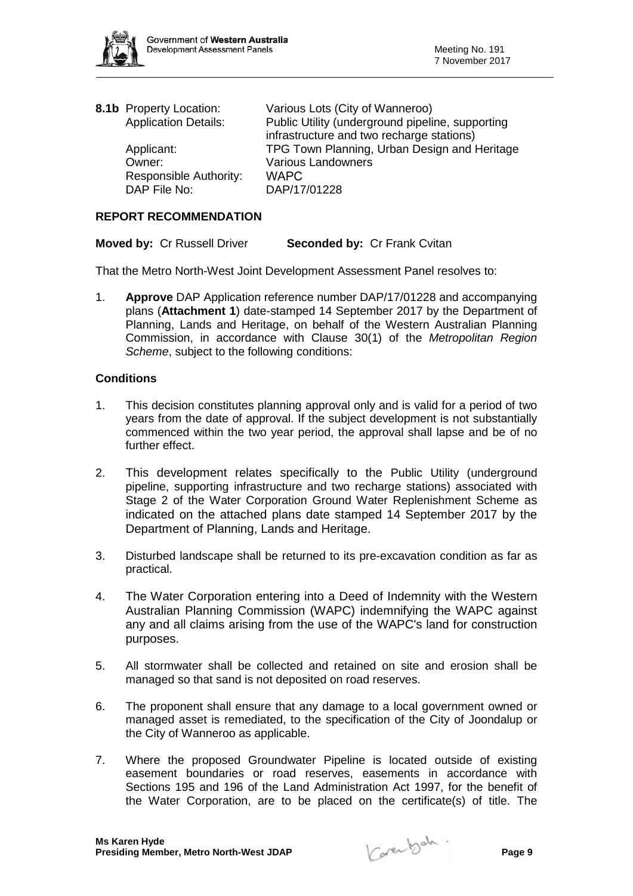**8.1b** Property Location: Various Lots (City of Wanneroo)
Application Details: Public Utility (underground pipeline, supporting infrastructure and two recharge stations)
Applicant: TPG Town Planning, Urban Design and Heritage
Owner: Various Landowners
Responsible Authority: WAPC
DAP File No: DAP/17/01228

**REPORT RECOMMENDATION**

**Moved by:** Cr Russell Driver **Seconded by:** Cr Frank Cvitan

That the Metro North-West Joint Development Assessment Panel resolves to:

1. **Approve** DAP Application reference number DAP/17/01228 and accompanying plans (**Attachment 1**) date-stamped 14 September 2017 by the Department of Planning, Lands and Heritage, on behalf of the Western Australian Planning Commission, in accordance with Clause 30(1) of the *Metropolitan Region Scheme*, subject to the following conditions:

**Conditions**

1. This decision constitutes planning approval only and is valid for a period of two years from the date of approval. If the subject development is not substantially commenced within the two year period, the approval shall lapse and be of no further effect.

2. This development relates specifically to the Public Utility (underground pipeline, supporting infrastructure and two recharge stations) associated with Stage 2 of the Water Corporation Ground Water Replenishment Scheme as indicated on the attached plans date stamped 14 September 2017 by the Department of Planning, Lands and Heritage.

3. Disturbed landscape shall be returned to its pre-excavation condition as far as practical.

4. The Water Corporation entering into a Deed of Indemnity with the Western Australian Planning Commission (WAPC) indemnifying the WAPC against any and all claims arising from the use of the WAPC's land for construction purposes.

5. All stormwater shall be collected and retained on site and erosion shall be managed so that sand is not deposited on road reserves.

6. The proponent shall ensure that any damage to a local government owned or managed asset is remediated, to the specification of the City of Joondalup or the City of Wanneroo as applicable.

7. Where the proposed Groundwater Pipeline is located outside of existing easement boundaries or road reserves, easements in accordance with Sections 195 and 196 of the Land Administration Act 1997, for the benefit of the Water Corporation, are to be placed on the certificate(s) of title. The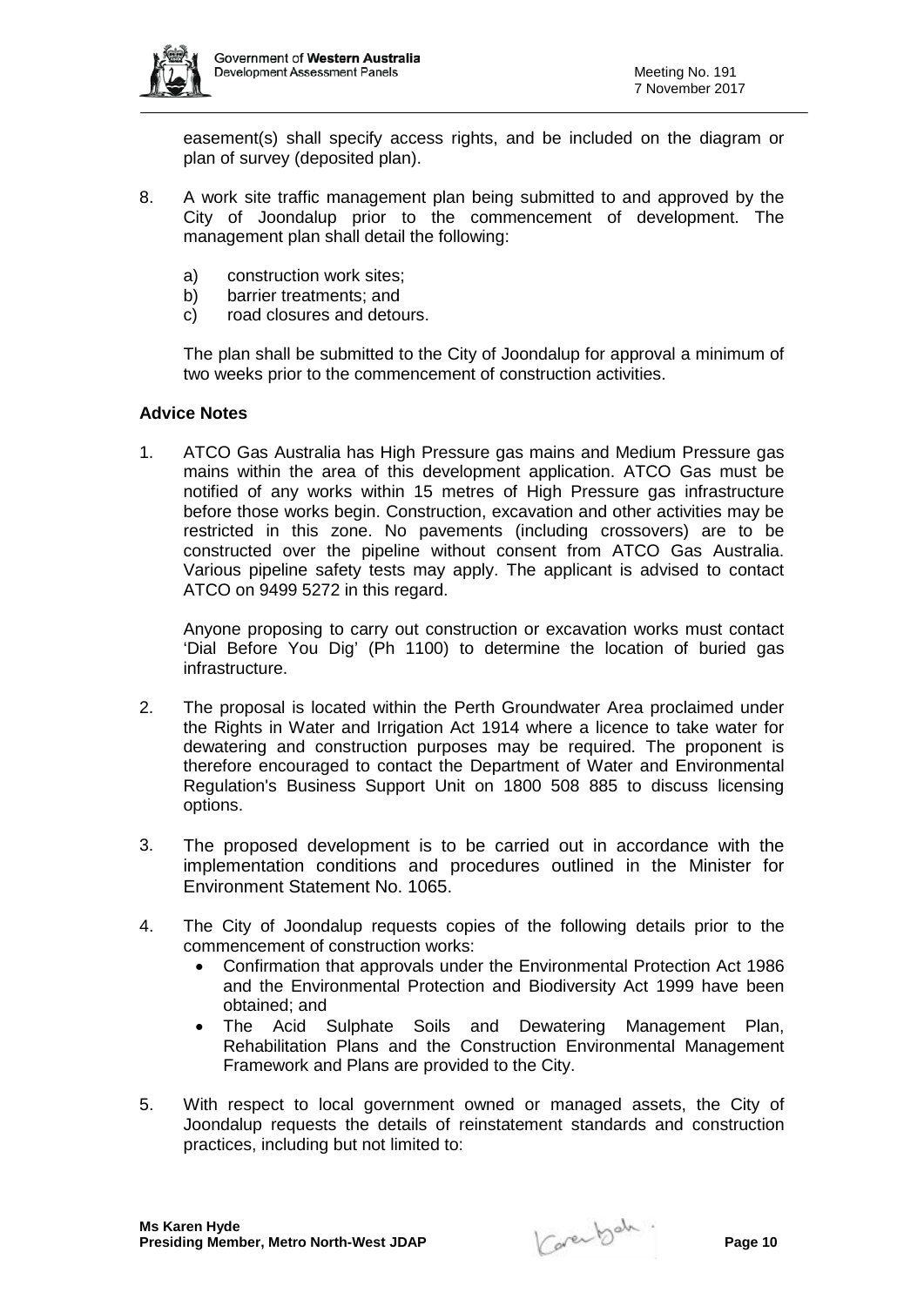easement(s) shall specify access rights, and be included on the diagram or plan of survey (deposited plan).

8. A work site traffic management plan being submitted to and approved by the City of Joondalup prior to the commencement of development. The management plan shall detail the following:

   a) construction work sites;
   b) barrier treatments; and
   c) road closures and detours.

   The plan shall be submitted to the City of Joondalup for approval a minimum of two weeks prior to the commencement of construction activities.

**Advice Notes**

1. ATCO Gas Australia has High Pressure gas mains and Medium Pressure gas mains within the area of this development application. ATCO Gas must be notified of any works within 15 metres of High Pressure gas infrastructure before those works begin. Construction, excavation and other activities may be restricted in this zone. No pavements (including crossovers) are to be constructed over the pipeline without consent from ATCO Gas Australia. Various pipeline safety tests may apply. The applicant is advised to contact ATCO on 9499 5272 in this regard.

   Anyone proposing to carry out construction or excavation works must contact 'Dial Before You Dig' (Ph 1100) to determine the location of buried gas infrastructure.

2. The proposal is located within the Perth Groundwater Area proclaimed under the Rights in Water and Irrigation Act 1914 where a licence to take water for dewatering and construction purposes may be required. The proponent is therefore encouraged to contact the Department of Water and Environmental Regulation's Business Support Unit on 1800 508 885 to discuss licensing options.

3. The proposed development is to be carried out in accordance with the implementation conditions and procedures outlined in the Minister for Environment Statement No. 1065.

4. The City of Joondalup requests copies of the following details prior to the commencement of construction works:
   - Confirmation that approvals under the Environmental Protection Act 1986 and the Environmental Protection and Biodiversity Act 1999 have been obtained; and
   - The Acid Sulphate Soils and Dewatering Management Plan, Rehabilitation Plans and the Construction Environmental Management Framework and Plans are provided to the City.

5. With respect to local government owned or managed assets, the City of Joondalup requests the details of reinstatement standards and construction practices, including but not limited to: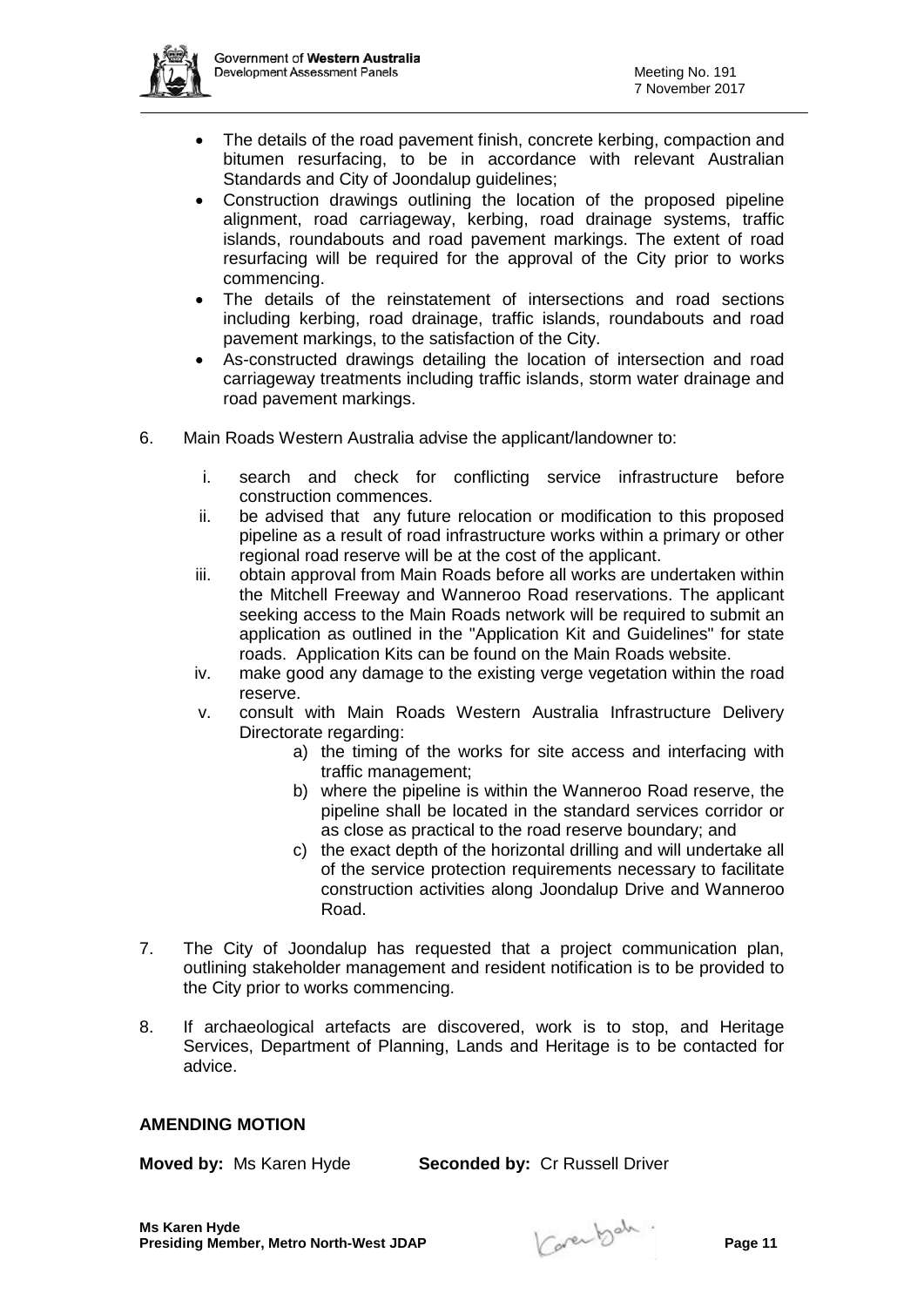- The details of the road pavement finish, concrete kerbing, compaction and bitumen resurfacing, to be in accordance with relevant Australian Standards and City of Joondalup guidelines;
- Construction drawings outlining the location of the proposed pipeline alignment, road carriageway, kerbing, road drainage systems, traffic islands, roundabouts and road pavement markings. The extent of road resurfacing will be required for the approval of the City prior to works commencing.
- The details of the reinstatement of intersections and road sections including kerbing, road drainage, traffic islands, roundabouts and road pavement markings, to the satisfaction of the City.
- As-constructed drawings detailing the location of intersection and road carriageway treatments including traffic islands, storm water drainage and road pavement markings.

6. Main Roads Western Australia advise the applicant/landowner to:

   i. search and check for conflicting service infrastructure before construction commences.
   ii. be advised that any future relocation or modification to this proposed pipeline as a result of road infrastructure works within a primary or other regional road reserve will be at the cost of the applicant.
   iii. obtain approval from Main Roads before all works are undertaken within the Mitchell Freeway and Wanneroo Road reservations. The applicant seeking access to the Main Roads network will be required to submit an application as outlined in the "Application Kit and Guidelines" for state roads. Application Kits can be found on the Main Roads website.
   iv. make good any damage to the existing verge vegetation within the road reserve.
   v. consult with Main Roads Western Australia Infrastructure Delivery Directorate regarding:
      a) the timing of the works for site access and interfacing with traffic management;
      b) where the pipeline is within the Wanneroo Road reserve, the pipeline shall be located in the standard services corridor or as close as practical to the road reserve boundary; and
      c) the exact depth of the horizontal drilling and will undertake all of the service protection requirements necessary to facilitate construction activities along Joondalup Drive and Wanneroo Road.

7. The City of Joondalup has requested that a project communication plan, outlining stakeholder management and resident notification is to be provided to the City prior to works commencing.

8. If archaeological artefacts are discovered, work is to stop, and Heritage Services, Department of Planning, Lands and Heritage is to be contacted for advice.

**AMENDING MOTION**

**Moved by:** Ms Karen Hyde **Seconded by:** Cr Russell Driver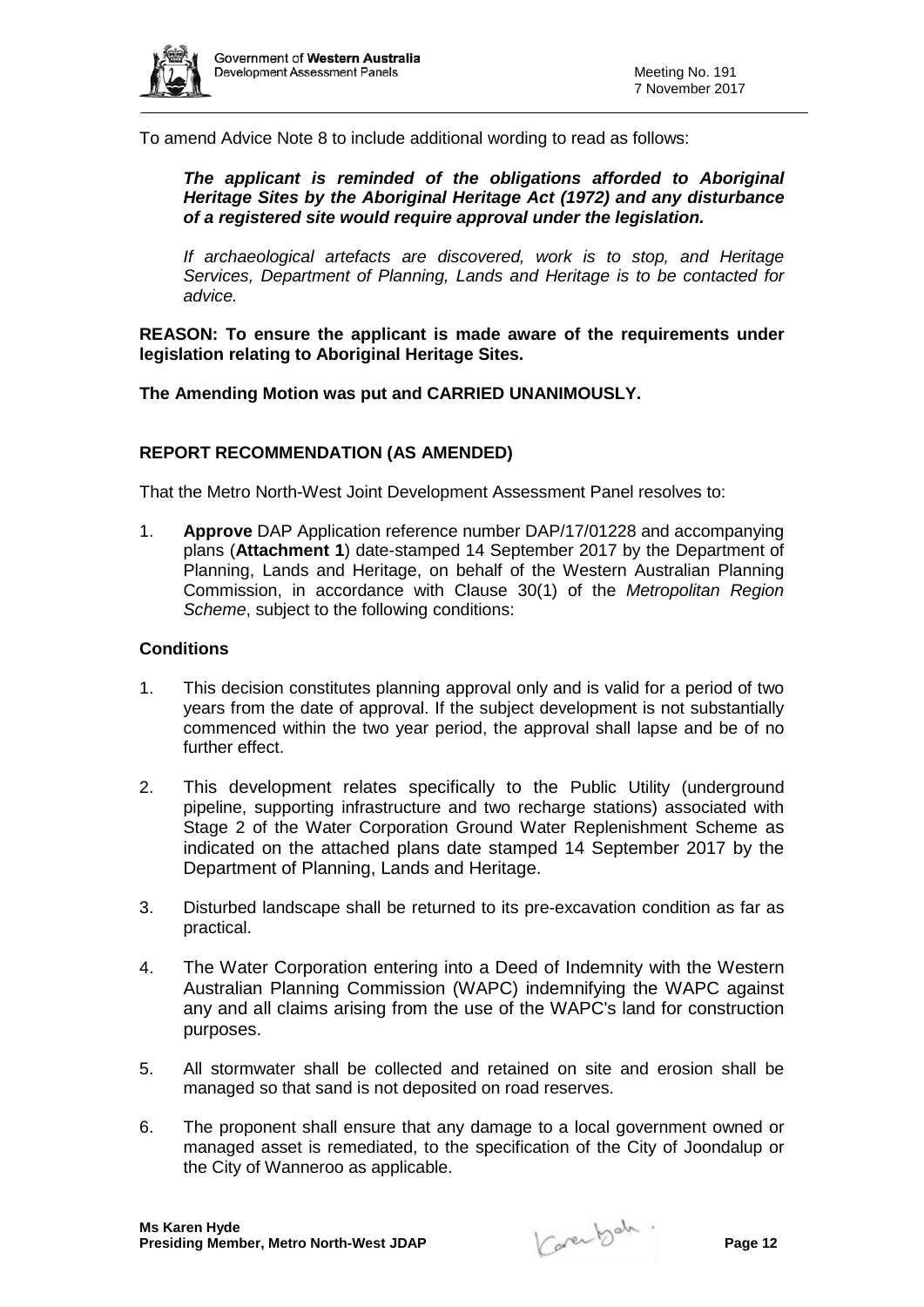To amend Advice Note 8 to include additional wording to read as follows:

> ***The applicant is reminded of the obligations afforded to Aboriginal Heritage Sites by the Aboriginal Heritage Act (1972) and any disturbance of a registered site would require approval under the legislation.***
>
> *If archaeological artefacts are discovered, work is to stop, and Heritage Services, Department of Planning, Lands and Heritage is to be contacted for advice.*

**REASON: To ensure the applicant is made aware of the requirements under legislation relating to Aboriginal Heritage Sites.**

**The Amending Motion was put and CARRIED UNANIMOUSLY.**

## REPORT RECOMMENDATION (AS AMENDED)

That the Metro North-West Joint Development Assessment Panel resolves to:

1. **Approve** DAP Application reference number DAP/17/01228 and accompanying plans (**Attachment 1**) date-stamped 14 September 2017 by the Department of Planning, Lands and Heritage, on behalf of the Western Australian Planning Commission, in accordance with Clause 30(1) of the *Metropolitan Region Scheme*, subject to the following conditions:

### Conditions

1. This decision constitutes planning approval only and is valid for a period of two years from the date of approval. If the subject development is not substantially commenced within the two year period, the approval shall lapse and be of no further effect.
2. This development relates specifically to the Public Utility (underground pipeline, supporting infrastructure and two recharge stations) associated with Stage 2 of the Water Corporation Ground Water Replenishment Scheme as indicated on the attached plans date stamped 14 September 2017 by the Department of Planning, Lands and Heritage.
3. Disturbed landscape shall be returned to its pre-excavation condition as far as practical.
4. The Water Corporation entering into a Deed of Indemnity with the Western Australian Planning Commission (WAPC) indemnifying the WAPC against any and all claims arising from the use of the WAPC's land for construction purposes.
5. All stormwater shall be collected and retained on site and erosion shall be managed so that sand is not deposited on road reserves.
6. The proponent shall ensure that any damage to a local government owned or managed asset is remediated, to the specification of the City of Joondalup or the City of Wanneroo as applicable.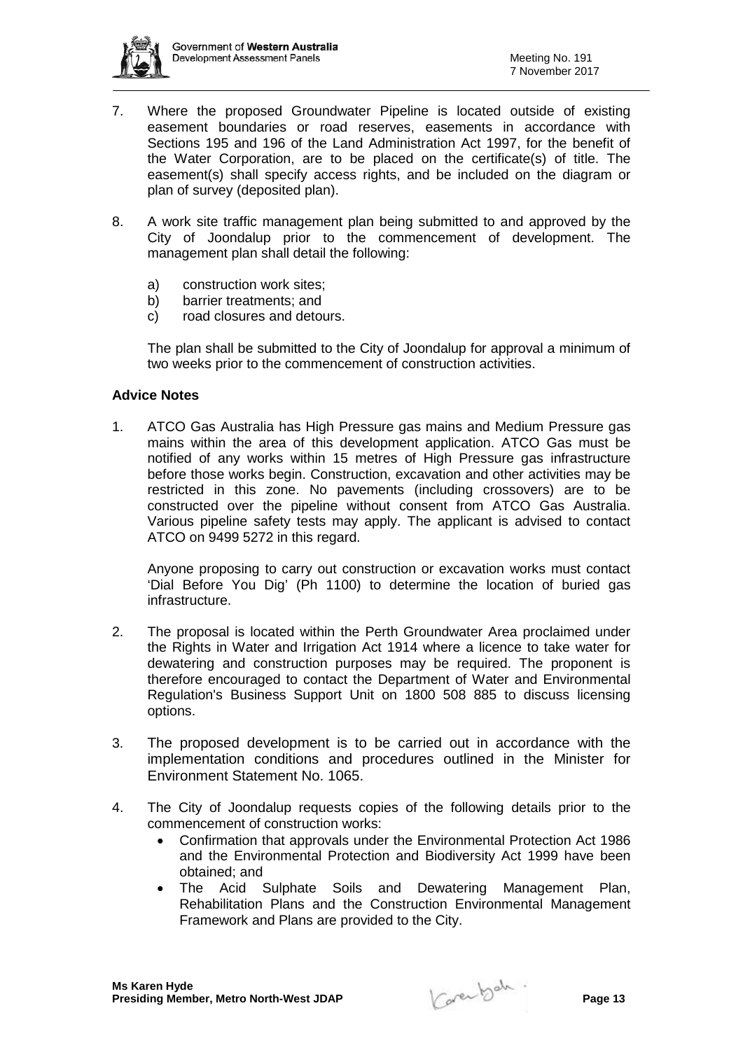7. Where the proposed Groundwater Pipeline is located outside of existing easement boundaries or road reserves, easements in accordance with Sections 195 and 196 of the Land Administration Act 1997, for the benefit of the Water Corporation, are to be placed on the certificate(s) of title. The easement(s) shall specify access rights, and be included on the diagram or plan of survey (deposited plan).

8. A work site traffic management plan being submitted to and approved by the City of Joondalup prior to the commencement of development. The management plan shall detail the following:

   a) construction work sites;
   b) barrier treatments; and
   c) road closures and detours.

   The plan shall be submitted to the City of Joondalup for approval a minimum of two weeks prior to the commencement of construction activities.

**Advice Notes**

1. ATCO Gas Australia has High Pressure gas mains and Medium Pressure gas mains within the area of this development application. ATCO Gas must be notified of any works within 15 metres of High Pressure gas infrastructure before those works begin. Construction, excavation and other activities may be restricted in this zone. No pavements (including crossovers) are to be constructed over the pipeline without consent from ATCO Gas Australia. Various pipeline safety tests may apply. The applicant is advised to contact ATCO on 9499 5272 in this regard.

   Anyone proposing to carry out construction or excavation works must contact 'Dial Before You Dig' (Ph 1100) to determine the location of buried gas infrastructure.

2. The proposal is located within the Perth Groundwater Area proclaimed under the Rights in Water and Irrigation Act 1914 where a licence to take water for dewatering and construction purposes may be required. The proponent is therefore encouraged to contact the Department of Water and Environmental Regulation's Business Support Unit on 1800 508 885 to discuss licensing options.

3. The proposed development is to be carried out in accordance with the implementation conditions and procedures outlined in the Minister for Environment Statement No. 1065.

4. The City of Joondalup requests copies of the following details prior to the commencement of construction works:
   - Confirmation that approvals under the Environmental Protection Act 1986 and the Environmental Protection and Biodiversity Act 1999 have been obtained; and
   - The Acid Sulphate Soils and Dewatering Management Plan, Rehabilitation Plans and the Construction Environmental Management Framework and Plans are provided to the City.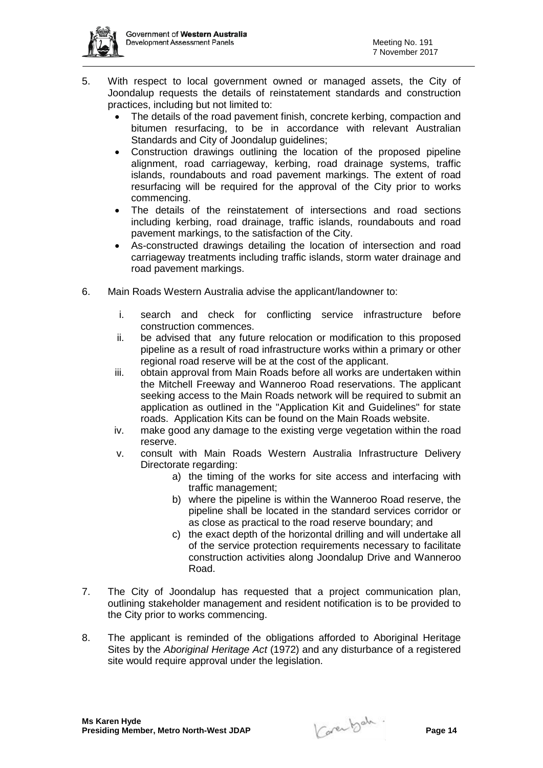5. With respect to local government owned or managed assets, the City of Joondalup requests the details of reinstatement standards and construction practices, including but not limited to:
   - The details of the road pavement finish, concrete kerbing, compaction and bitumen resurfacing, to be in accordance with relevant Australian Standards and City of Joondalup guidelines;
   - Construction drawings outlining the location of the proposed pipeline alignment, road carriageway, kerbing, road drainage systems, traffic islands, roundabouts and road pavement markings. The extent of road resurfacing will be required for the approval of the City prior to works commencing.
   - The details of the reinstatement of intersections and road sections including kerbing, road drainage, traffic islands, roundabouts and road pavement markings, to the satisfaction of the City.
   - As-constructed drawings detailing the location of intersection and road carriageway treatments including traffic islands, storm water drainage and road pavement markings.

6. Main Roads Western Australia advise the applicant/landowner to:

   i. search and check for conflicting service infrastructure before construction commences.
   
   ii. be advised that any future relocation or modification to this proposed pipeline as a result of road infrastructure works within a primary or other regional road reserve will be at the cost of the applicant.
   
   iii. obtain approval from Main Roads before all works are undertaken within the Mitchell Freeway and Wanneroo Road reservations. The applicant seeking access to the Main Roads network will be required to submit an application as outlined in the "Application Kit and Guidelines" for state roads. Application Kits can be found on the Main Roads website.
   
   iv. make good any damage to the existing verge vegetation within the road reserve.
   
   v. consult with Main Roads Western Australia Infrastructure Delivery Directorate regarding:
      a) the timing of the works for site access and interfacing with traffic management;
      b) where the pipeline is within the Wanneroo Road reserve, the pipeline shall be located in the standard services corridor or as close as practical to the road reserve boundary; and
      c) the exact depth of the horizontal drilling and will undertake all of the service protection requirements necessary to facilitate construction activities along Joondalup Drive and Wanneroo Road.

7. The City of Joondalup has requested that a project communication plan, outlining stakeholder management and resident notification is to be provided to the City prior to works commencing.

8. The applicant is reminded of the obligations afforded to Aboriginal Heritage Sites by the *Aboriginal Heritage Act* (1972) and any disturbance of a registered site would require approval under the legislation.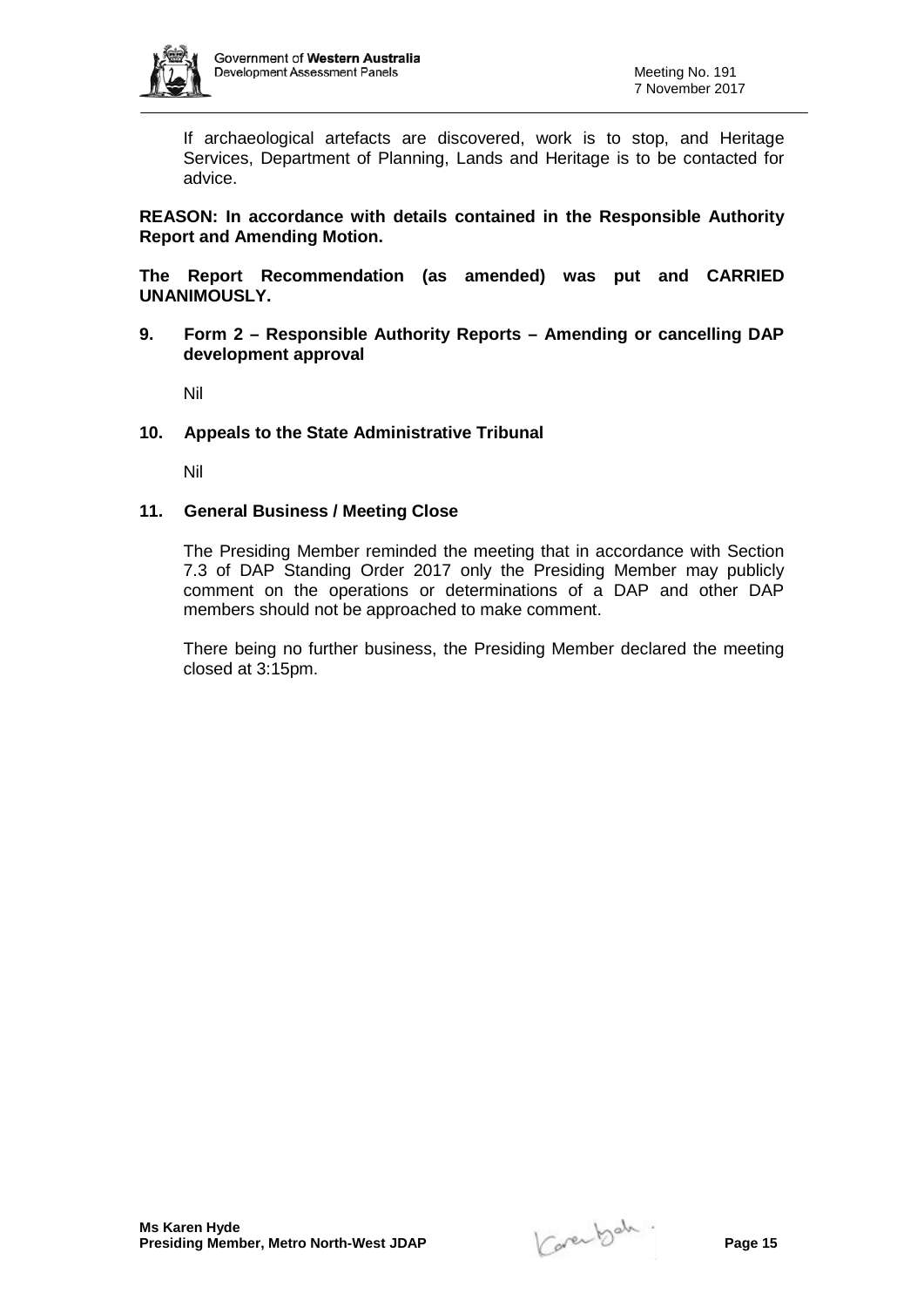If archaeological artefacts are discovered, work is to stop, and Heritage Services, Department of Planning, Lands and Heritage is to be contacted for advice.

**REASON: In accordance with details contained in the Responsible Authority Report and Amending Motion.**

**The Report Recommendation (as amended) was put and CARRIED UNANIMOUSLY.**

## 9. Form 2 – Responsible Authority Reports – Amending or cancelling DAP development approval

Nil

## 10. Appeals to the State Administrative Tribunal

Nil

## 11. General Business / Meeting Close

The Presiding Member reminded the meeting that in accordance with Section 7.3 of DAP Standing Order 2017 only the Presiding Member may publicly comment on the operations or determinations of a DAP and other DAP members should not be approached to make comment.

There being no further business, the Presiding Member declared the meeting closed at 3:15pm.

**Ms Karen Hyde**
**Presiding Member, Metro North-West JDAP**